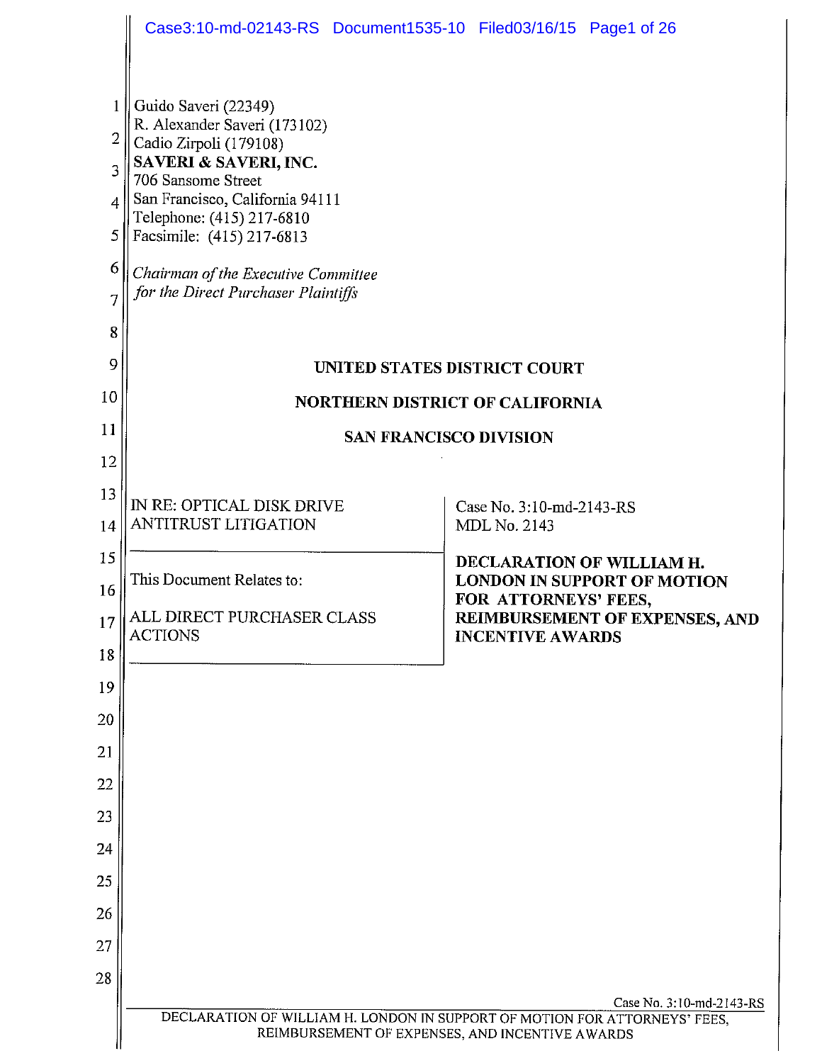Guido Saveri (22349)
R. Alexander Saveri (173102)
Cadio Zirpoli (179108)
**SAVERI & SAVERI, INC.**
706 Sansome Street
San Francisco, California 94111
Telephone: (415) 217-6810
Facsimile: (415) 217-6813

*Chairman of the Executive Committee for the Direct Purchaser Plaintiffs*

**UNITED STATES DISTRICT COURT**

**NORTHERN DISTRICT OF CALIFORNIA**

**SAN FRANCISCO DIVISION**

| | |
|---|---|
| IN RE: OPTICAL DISK DRIVE ANTITRUST LITIGATION | Case No. 3:10-md-2143-RS<br>MDL No. 2143 |
| This Document Relates to:<br><br>ALL DIRECT PURCHASER CLASS ACTIONS | **DECLARATION OF WILLIAM H. LONDON IN SUPPORT OF MOTION FOR ATTORNEYS' FEES, REIMBURSEMENT OF EXPENSES, AND INCENTIVE AWARDS** |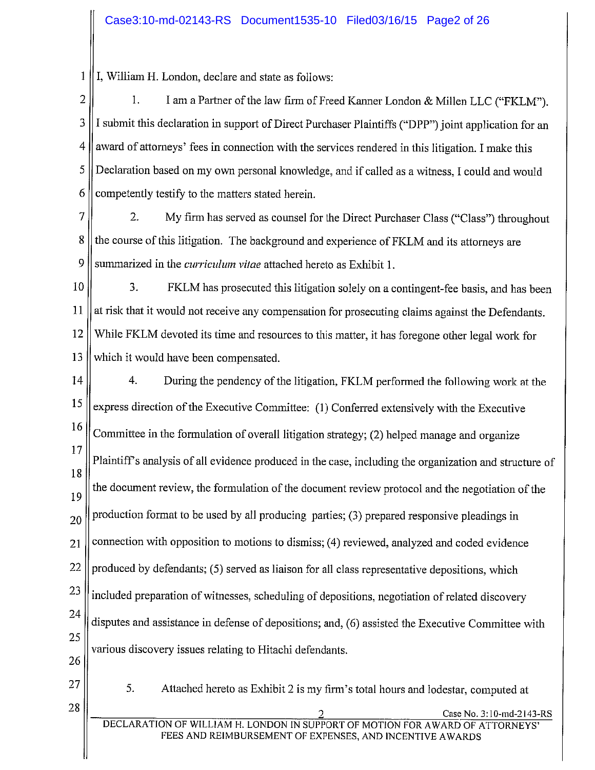I, William H. London, declare and state as follows:

1. I am a Partner of the law firm of Freed Kanner London & Millen LLC ("FKLM"). I submit this declaration in support of Direct Purchaser Plaintiffs ("DPP") joint application for an award of attorneys' fees in connection with the services rendered in this litigation. I make this Declaration based on my own personal knowledge, and if called as a witness, I could and would competently testify to the matters stated herein.

2. My firm has served as counsel for the Direct Purchaser Class ("Class") throughout the course of this litigation. The background and experience of FKLM and its attorneys are summarized in the *curriculum vitae* attached hereto as Exhibit 1.

3. FKLM has prosecuted this litigation solely on a contingent-fee basis, and has been at risk that it would not receive any compensation for prosecuting claims against the Defendants. While FKLM devoted its time and resources to this matter, it has foregone other legal work for which it would have been compensated.

4. During the pendency of the litigation, FKLM performed the following work at the express direction of the Executive Committee: (1) Conferred extensively with the Executive Committee in the formulation of overall litigation strategy; (2) helped manage and organize Plaintiff's analysis of all evidence produced in the case, including the organization and structure of the document review, the formulation of the document review protocol and the negotiation of the production format to be used by all producing parties; (3) prepared responsive pleadings in connection with opposition to motions to dismiss; (4) reviewed, analyzed and coded evidence produced by defendants; (5) served as liaison for all class representative depositions, which included preparation of witnesses, scheduling of depositions, negotiation of related discovery disputes and assistance in defense of depositions; and, (6) assisted the Executive Committee with various discovery issues relating to Hitachi defendants.

5. Attached hereto as Exhibit 2 is my firm's total hours and lodestar, computed at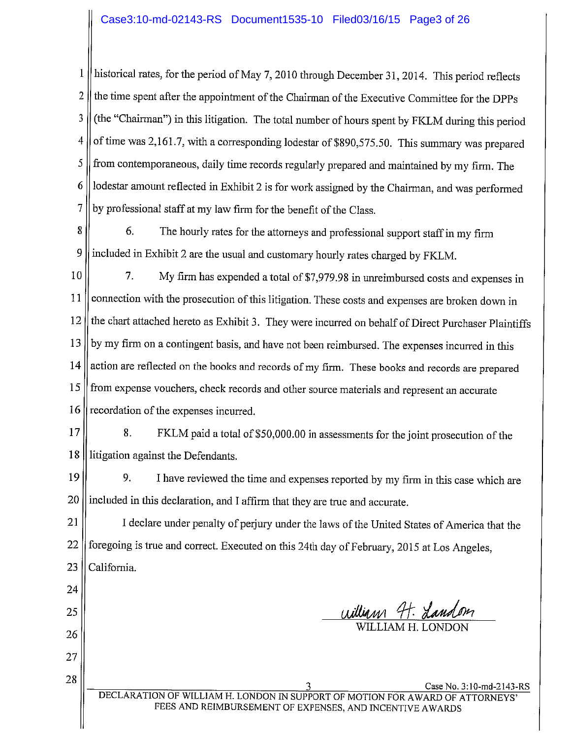historical rates, for the period of May 7, 2010 through December 31, 2014. This period reflects the time spent after the appointment of the Chairman of the Executive Committee for the DPPs (the "Chairman") in this litigation. The total number of hours spent by FKLM during this period of time was 2,161.7, with a corresponding lodestar of $890,575.50. This summary was prepared from contemporaneous, daily time records regularly prepared and maintained by my firm. The lodestar amount reflected in Exhibit 2 is for work assigned by the Chairman, and was performed by professional staff at my law firm for the benefit of the Class.

6. The hourly rates for the attorneys and professional support staff in my firm included in Exhibit 2 are the usual and customary hourly rates charged by FKLM.

7. My firm has expended a total of $7,979.98 in unreimbursed costs and expenses in connection with the prosecution of this litigation. These costs and expenses are broken down in the chart attached hereto as Exhibit 3. They were incurred on behalf of Direct Purchaser Plaintiffs by my firm on a contingent basis, and have not been reimbursed. The expenses incurred in this action are reflected on the books and records of my firm. These books and records are prepared from expense vouchers, check records and other source materials and represent an accurate recordation of the expenses incurred.

8. FKLM paid a total of $50,000.00 in assessments for the joint prosecution of the litigation against the Defendants.

9. I have reviewed the time and expenses reported by my firm in this case which are included in this declaration, and I affirm that they are true and accurate.

I declare under penalty of perjury under the laws of the United States of America that the foregoing is true and correct. Executed on this 24th day of February, 2015 at Los Angeles, California.

William H. London
WILLIAM H. LONDON

DECLARATION OF WILLIAM H. LONDON IN SUPPORT OF MOTION FOR AWARD OF ATTORNEYS' FEES AND REIMBURSEMENT OF EXPENSES, AND INCENTIVE AWARDS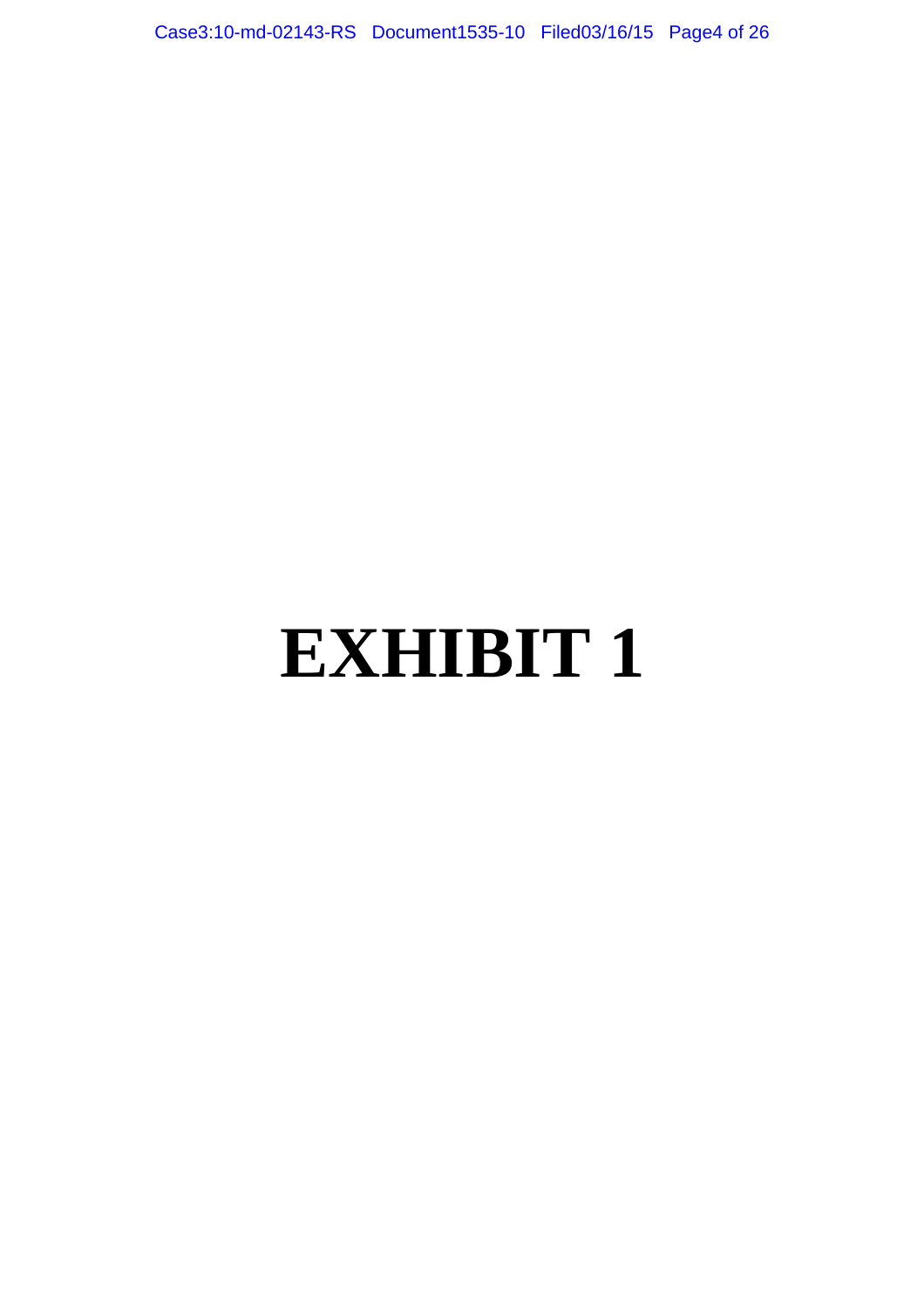# EXHIBIT 1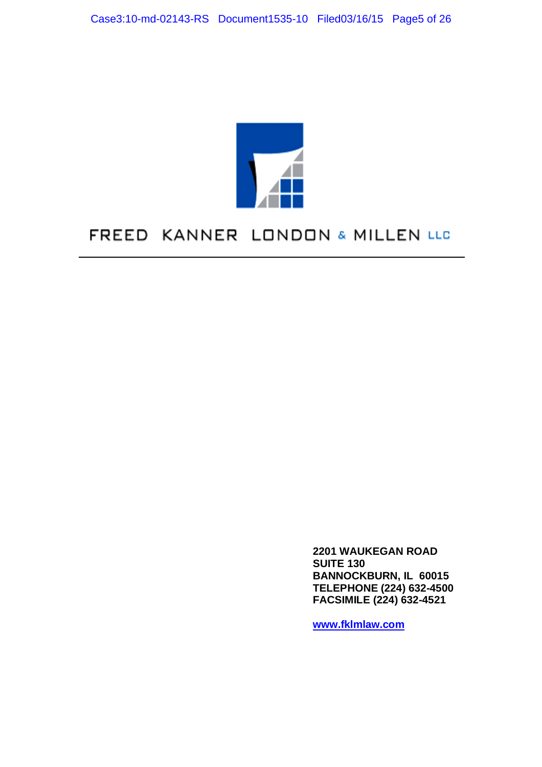# FREED KANNER LONDON & MILLEN LLC

---

**2201 WAUKEGAN ROAD**
**SUITE 130**
**BANNOCKBURN, IL  60015**
**TELEPHONE (224) 632-4500**
**FACSIMILE (224) 632-4521**

**www.fklmlaw.com**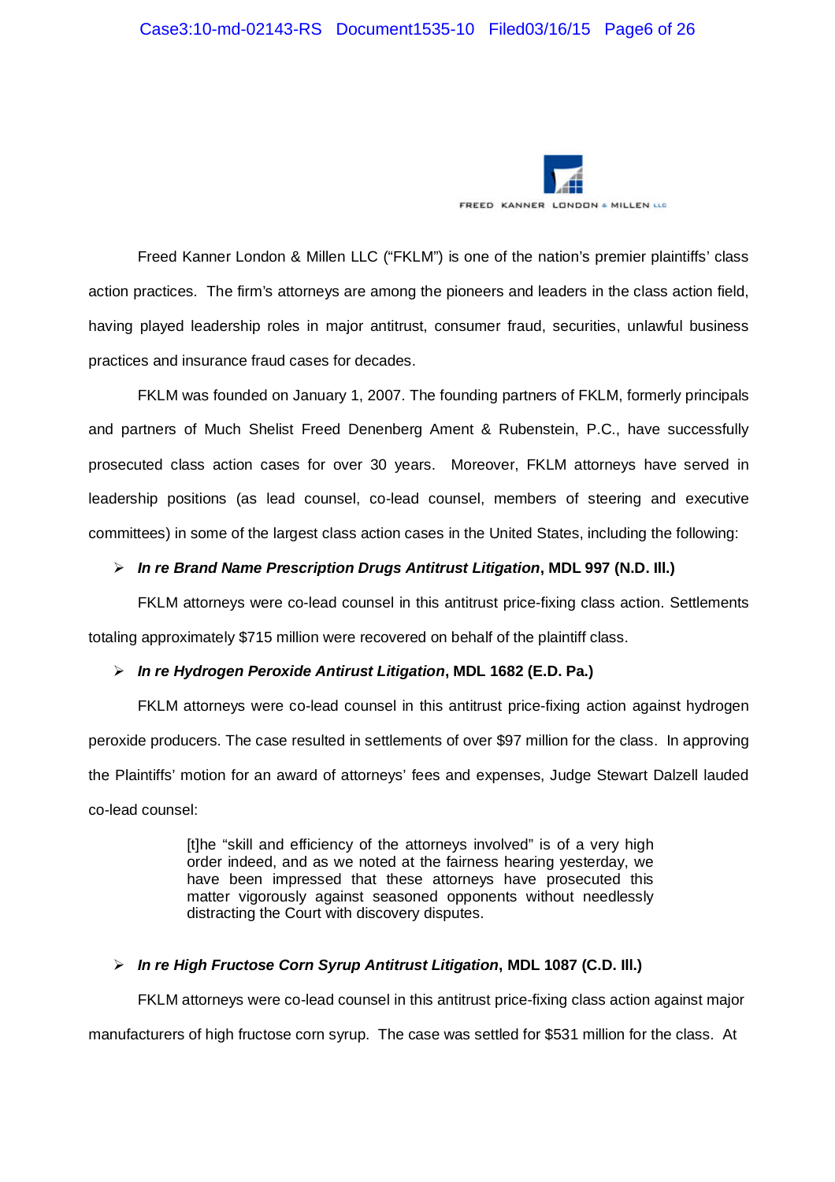FREED KANNER LONDON & MILLEN LLC

Freed Kanner London & Millen LLC ("FKLM") is one of the nation's premier plaintiffs' class action practices. The firm's attorneys are among the pioneers and leaders in the class action field, having played leadership roles in major antitrust, consumer fraud, securities, unlawful business practices and insurance fraud cases for decades.

FKLM was founded on January 1, 2007. The founding partners of FKLM, formerly principals and partners of Much Shelist Freed Denenberg Ament & Rubenstein, P.C., have successfully prosecuted class action cases for over 30 years. Moreover, FKLM attorneys have served in leadership positions (as lead counsel, co-lead counsel, members of steering and executive committees) in some of the largest class action cases in the United States, including the following:

- ***In re Brand Name Prescription Drugs Antitrust Litigation*, MDL 997 (N.D. Ill.)**

FKLM attorneys were co-lead counsel in this antitrust price-fixing class action. Settlements totaling approximately $715 million were recovered on behalf of the plaintiff class.

- ***In re Hydrogen Peroxide Antirust Litigation*, MDL 1682 (E.D. Pa.)**

FKLM attorneys were co-lead counsel in this antitrust price-fixing action against hydrogen peroxide producers. The case resulted in settlements of over $97 million for the class. In approving the Plaintiffs' motion for an award of attorneys' fees and expenses, Judge Stewart Dalzell lauded co-lead counsel:

> [t]he "skill and efficiency of the attorneys involved" is of a very high order indeed, and as we noted at the fairness hearing yesterday, we have been impressed that these attorneys have prosecuted this matter vigorously against seasoned opponents without needlessly distracting the Court with discovery disputes.

- ***In re High Fructose Corn Syrup Antitrust Litigation*, MDL 1087 (C.D. Ill.)**

FKLM attorneys were co-lead counsel in this antitrust price-fixing class action against major manufacturers of high fructose corn syrup. The case was settled for $531 million for the class. At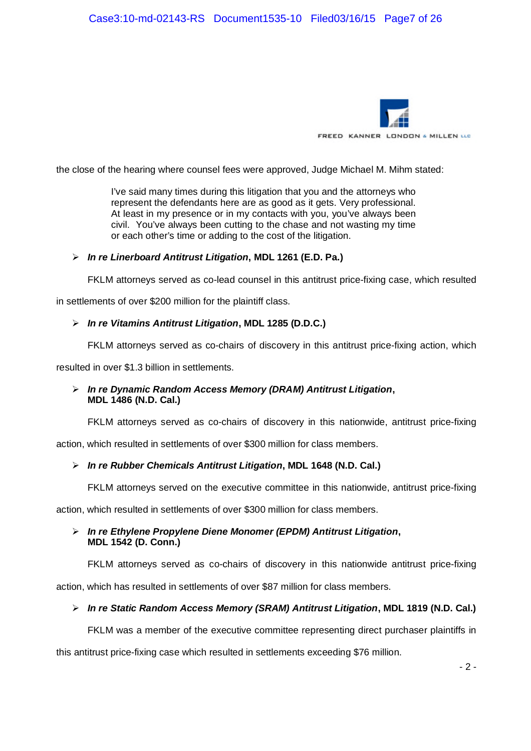the close of the hearing where counsel fees were approved, Judge Michael M. Mihm stated:

> I've said many times during this litigation that you and the attorneys who represent the defendants here are as good as it gets. Very professional. At least in my presence or in my contacts with you, you've always been civil. You've always been cutting to the chase and not wasting my time or each other's time or adding to the cost of the litigation.

- ***In re Linerboard Antitrust Litigation*, MDL 1261 (E.D. Pa.)**

FKLM attorneys served as co-lead counsel in this antitrust price-fixing case, which resulted in settlements of over $200 million for the plaintiff class.

- ***In re Vitamins Antitrust Litigation*, MDL 1285 (D.D.C.)**

FKLM attorneys served as co-chairs of discovery in this antitrust price-fixing action, which resulted in over $1.3 billion in settlements.

- ***In re Dynamic Random Access Memory (DRAM) Antitrust Litigation*, MDL 1486 (N.D. Cal.)**

FKLM attorneys served as co-chairs of discovery in this nationwide, antitrust price-fixing action, which resulted in settlements of over $300 million for class members.

- ***In re Rubber Chemicals Antitrust Litigation*, MDL 1648 (N.D. Cal.)**

FKLM attorneys served on the executive committee in this nationwide, antitrust price-fixing action, which resulted in settlements of over $300 million for class members.

- ***In re Ethylene Propylene Diene Monomer (EPDM) Antitrust Litigation*, MDL 1542 (D. Conn.)**

FKLM attorneys served as co-chairs of discovery in this nationwide antitrust price-fixing action, which has resulted in settlements of over $87 million for class members.

- ***In re Static Random Access Memory (SRAM) Antitrust Litigation*, MDL 1819 (N.D. Cal.)**

FKLM was a member of the executive committee representing direct purchaser plaintiffs in this antitrust price-fixing case which resulted in settlements exceeding $76 million.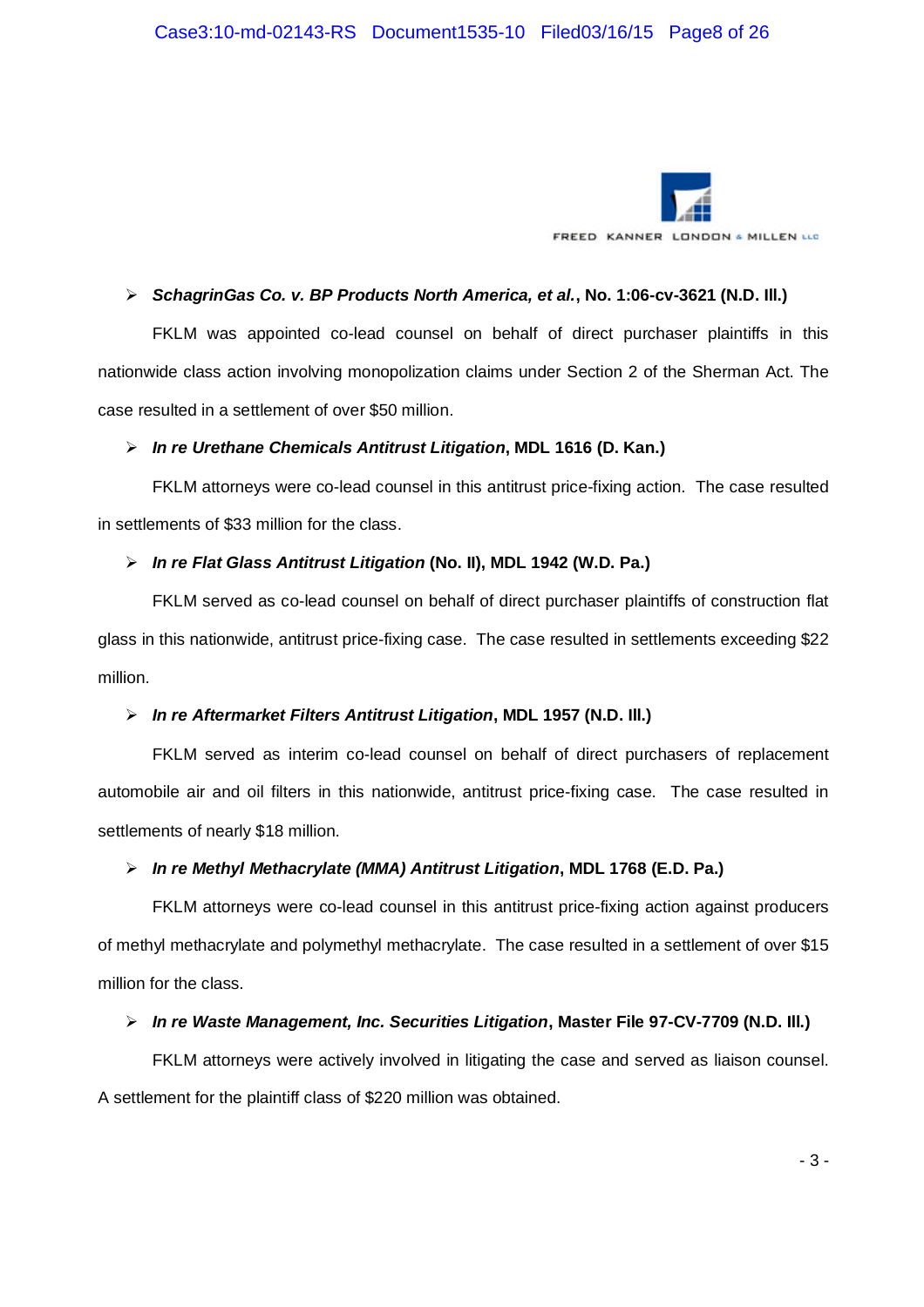- ***SchagrinGas Co. v. BP Products North America, et al.*, No. 1:06-cv-3621 (N.D. Ill.)**

FKLM was appointed co-lead counsel on behalf of direct purchaser plaintiffs in this nationwide class action involving monopolization claims under Section 2 of the Sherman Act. The case resulted in a settlement of over $50 million.

- ***In re Urethane Chemicals Antitrust Litigation*, MDL 1616 (D. Kan.)**

FKLM attorneys were co-lead counsel in this antitrust price-fixing action. The case resulted in settlements of $33 million for the class.

- ***In re Flat Glass Antitrust Litigation* (No. II), MDL 1942 (W.D. Pa.)**

FKLM served as co-lead counsel on behalf of direct purchaser plaintiffs of construction flat glass in this nationwide, antitrust price-fixing case. The case resulted in settlements exceeding $22 million.

- ***In re Aftermarket Filters Antitrust Litigation*, MDL 1957 (N.D. Ill.)**

FKLM served as interim co-lead counsel on behalf of direct purchasers of replacement automobile air and oil filters in this nationwide, antitrust price-fixing case. The case resulted in settlements of nearly $18 million.

- ***In re Methyl Methacrylate (MMA) Antitrust Litigation*, MDL 1768 (E.D. Pa.)**

FKLM attorneys were co-lead counsel in this antitrust price-fixing action against producers of methyl methacrylate and polymethyl methacrylate. The case resulted in a settlement of over $15 million for the class.

- ***In re Waste Management, Inc. Securities Litigation*, Master File 97-CV-7709 (N.D. Ill.)**

FKLM attorneys were actively involved in litigating the case and served as liaison counsel. A settlement for the plaintiff class of $220 million was obtained.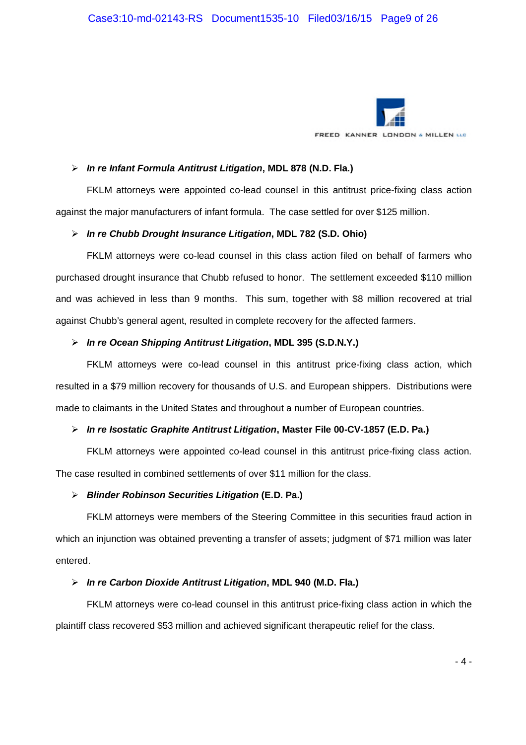- ***In re Infant Formula Antitrust Litigation*, MDL 878 (N.D. Fla.)**

FKLM attorneys were appointed co-lead counsel in this antitrust price-fixing class action against the major manufacturers of infant formula. The case settled for over $125 million.

- ***In re Chubb Drought Insurance Litigation*, MDL 782 (S.D. Ohio)**

FKLM attorneys were co-lead counsel in this class action filed on behalf of farmers who purchased drought insurance that Chubb refused to honor. The settlement exceeded $110 million and was achieved in less than 9 months. This sum, together with $8 million recovered at trial against Chubb's general agent, resulted in complete recovery for the affected farmers.

- ***In re Ocean Shipping Antitrust Litigation*, MDL 395 (S.D.N.Y.)**

FKLM attorneys were co-lead counsel in this antitrust price-fixing class action, which resulted in a $79 million recovery for thousands of U.S. and European shippers. Distributions were made to claimants in the United States and throughout a number of European countries.

- ***In re Isostatic Graphite Antitrust Litigation*, Master File 00-CV-1857 (E.D. Pa.)**

FKLM attorneys were appointed co-lead counsel in this antitrust price-fixing class action. The case resulted in combined settlements of over $11 million for the class.

- ***Blinder Robinson Securities Litigation* (E.D. Pa.)**

FKLM attorneys were members of the Steering Committee in this securities fraud action in which an injunction was obtained preventing a transfer of assets; judgment of $71 million was later entered.

- ***In re Carbon Dioxide Antitrust Litigation*, MDL 940 (M.D. Fla.)**

FKLM attorneys were co-lead counsel in this antitrust price-fixing class action in which the plaintiff class recovered $53 million and achieved significant therapeutic relief for the class.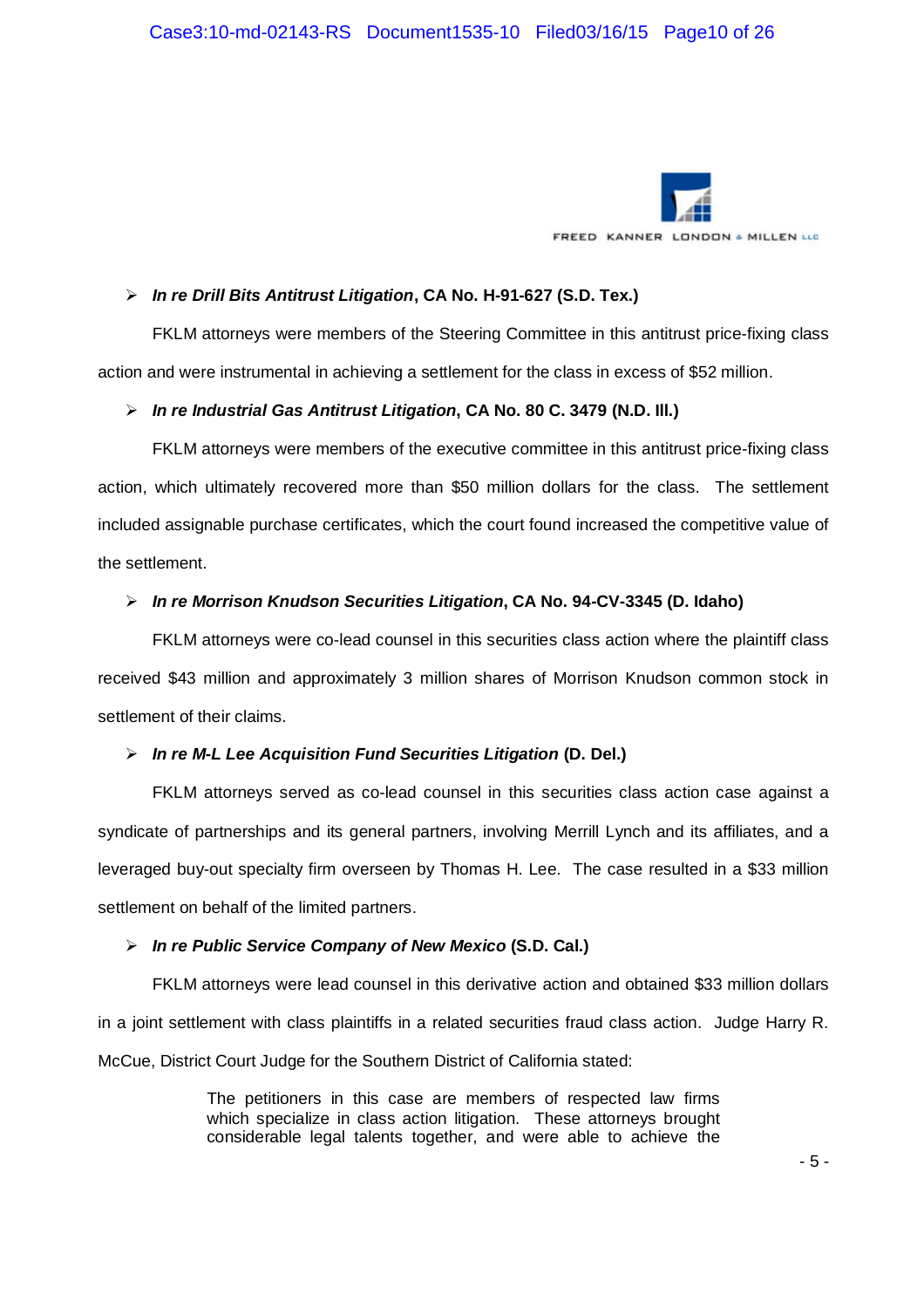- ***In re Drill Bits Antitrust Litigation*, CA No. H-91-627 (S.D. Tex.)**

FKLM attorneys were members of the Steering Committee in this antitrust price-fixing class action and were instrumental in achieving a settlement for the class in excess of $52 million.

- ***In re Industrial Gas Antitrust Litigation*, CA No. 80 C. 3479 (N.D. Ill.)**

FKLM attorneys were members of the executive committee in this antitrust price-fixing class action, which ultimately recovered more than $50 million dollars for the class. The settlement included assignable purchase certificates, which the court found increased the competitive value of the settlement.

- ***In re Morrison Knudson Securities Litigation*, CA No. 94-CV-3345 (D. Idaho)**

FKLM attorneys were co-lead counsel in this securities class action where the plaintiff class received $43 million and approximately 3 million shares of Morrison Knudson common stock in settlement of their claims.

- ***In re M-L Lee Acquisition Fund Securities Litigation* (D. Del.)**

FKLM attorneys served as co-lead counsel in this securities class action case against a syndicate of partnerships and its general partners, involving Merrill Lynch and its affiliates, and a leveraged buy-out specialty firm overseen by Thomas H. Lee. The case resulted in a $33 million settlement on behalf of the limited partners.

- ***In re Public Service Company of New Mexico* (S.D. Cal.)**

FKLM attorneys were lead counsel in this derivative action and obtained $33 million dollars in a joint settlement with class plaintiffs in a related securities fraud class action. Judge Harry R. McCue, District Court Judge for the Southern District of California stated:

> The petitioners in this case are members of respected law firms which specialize in class action litigation. These attorneys brought considerable legal talents together, and were able to achieve the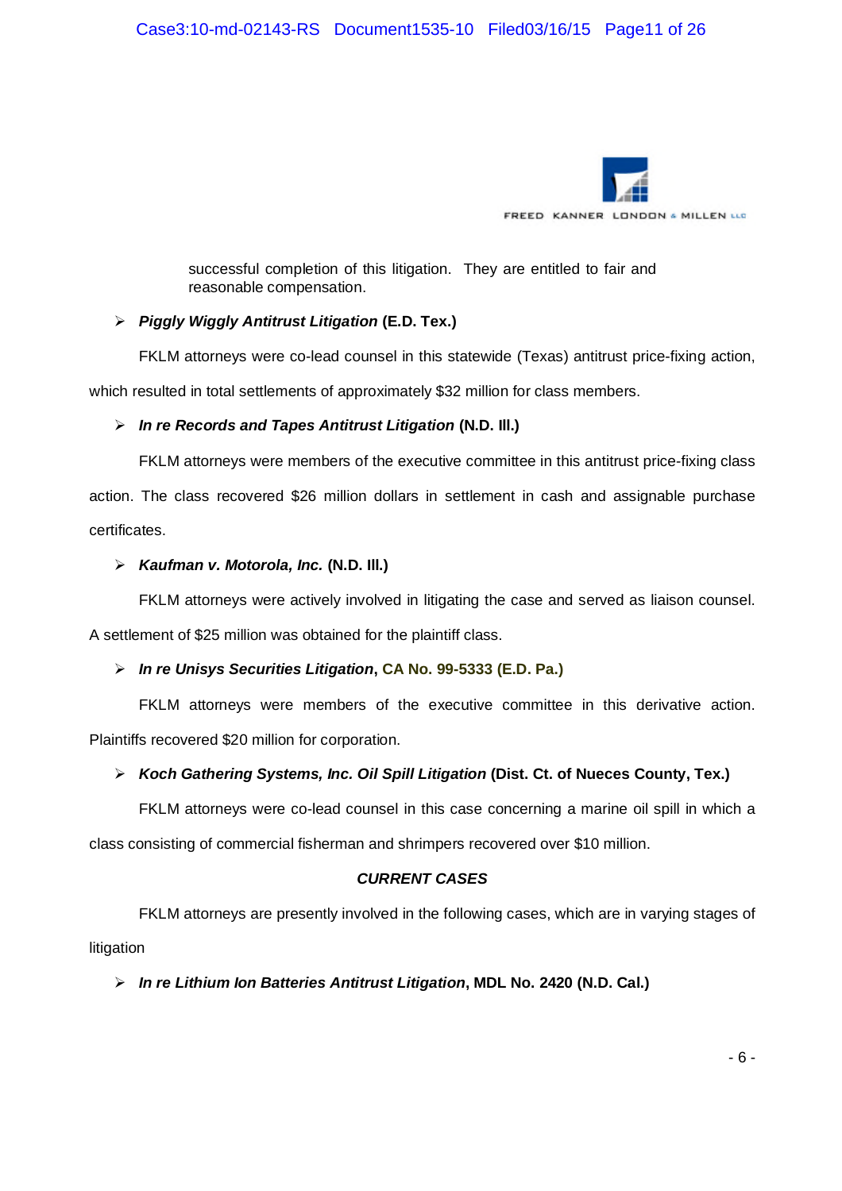successful completion of this litigation. They are entitled to fair and reasonable compensation.

- ***Piggly Wiggly Antitrust Litigation* (E.D. Tex.)**

FKLM attorneys were co-lead counsel in this statewide (Texas) antitrust price-fixing action, which resulted in total settlements of approximately $32 million for class members.

- ***In re Records and Tapes Antitrust Litigation* (N.D. Ill.)**

FKLM attorneys were members of the executive committee in this antitrust price-fixing class action. The class recovered $26 million dollars in settlement in cash and assignable purchase certificates.

- ***Kaufman v. Motorola, Inc.* (N.D. Ill.)**

FKLM attorneys were actively involved in litigating the case and served as liaison counsel. A settlement of $25 million was obtained for the plaintiff class.

- ***In re Unisys Securities Litigation*, CA No. 99-5333 (E.D. Pa.)**

FKLM attorneys were members of the executive committee in this derivative action. Plaintiffs recovered $20 million for corporation.

- ***Koch Gathering Systems, Inc. Oil Spill Litigation* (Dist. Ct. of Nueces County, Tex.)**

FKLM attorneys were co-lead counsel in this case concerning a marine oil spill in which a class consisting of commercial fisherman and shrimpers recovered over $10 million.

***CURRENT CASES***

FKLM attorneys are presently involved in the following cases, which are in varying stages of litigation

- ***In re Lithium Ion Batteries Antitrust Litigation*, MDL No. 2420 (N.D. Cal.)**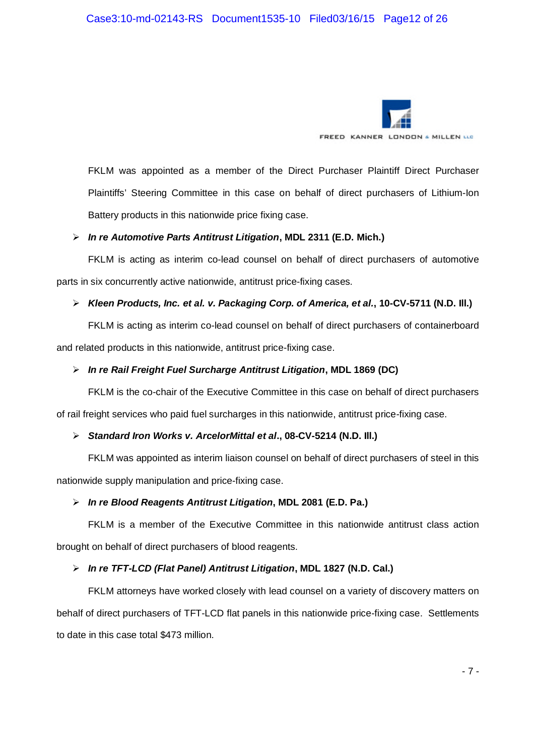FREED KANNER LONDON & MILLEN LLC

FKLM was appointed as a member of the Direct Purchaser Plaintiff Direct Purchaser Plaintiffs' Steering Committee in this case on behalf of direct purchasers of Lithium-Ion Battery products in this nationwide price fixing case.

- ***In re Automotive Parts Antitrust Litigation*, MDL 2311 (E.D. Mich.)**

FKLM is acting as interim co-lead counsel on behalf of direct purchasers of automotive parts in six concurrently active nationwide, antitrust price-fixing cases.

- ***Kleen Products, Inc. et al. v. Packaging Corp. of America, et al.*, 10-CV-5711 (N.D. Ill.)**

FKLM is acting as interim co-lead counsel on behalf of direct purchasers of containerboard and related products in this nationwide, antitrust price-fixing case.

- ***In re Rail Freight Fuel Surcharge Antitrust Litigation*, MDL 1869 (DC)**

FKLM is the co-chair of the Executive Committee in this case on behalf of direct purchasers of rail freight services who paid fuel surcharges in this nationwide, antitrust price-fixing case.

- ***Standard Iron Works v. ArcelorMittal et al*., 08-CV-5214 (N.D. Ill.)**

FKLM was appointed as interim liaison counsel on behalf of direct purchasers of steel in this nationwide supply manipulation and price-fixing case.

- ***In re Blood Reagents Antitrust Litigation*, MDL 2081 (E.D. Pa.)**

FKLM is a member of the Executive Committee in this nationwide antitrust class action brought on behalf of direct purchasers of blood reagents.

- ***In re TFT-LCD (Flat Panel) Antitrust Litigation*, MDL 1827 (N.D. Cal.)**

FKLM attorneys have worked closely with lead counsel on a variety of discovery matters on behalf of direct purchasers of TFT-LCD flat panels in this nationwide price-fixing case. Settlements to date in this case total $473 million.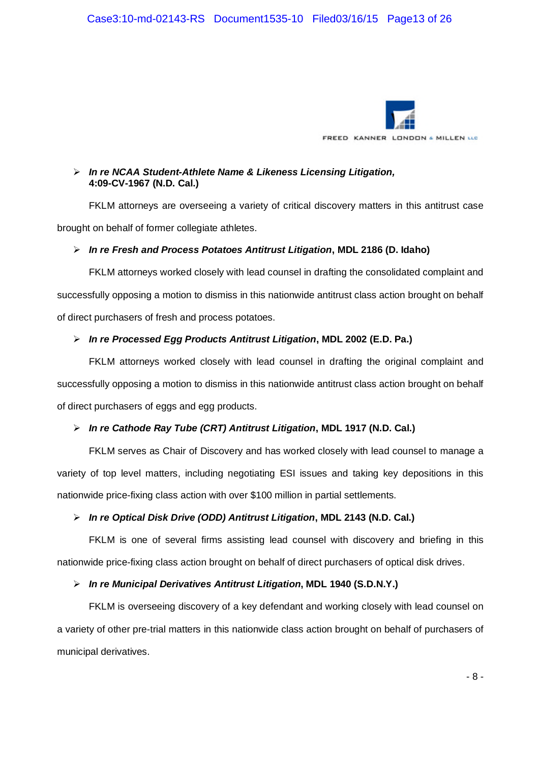FREED KANNER LONDON & MILLEN LLC

- ***In re NCAA Student-Athlete Name & Likeness Licensing Litigation,* 4:09-CV-1967 (N.D. Cal.)**

FKLM attorneys are overseeing a variety of critical discovery matters in this antitrust case brought on behalf of former collegiate athletes.

- ***In re Fresh and Process Potatoes Antitrust Litigation*, MDL 2186 (D. Idaho)**

FKLM attorneys worked closely with lead counsel in drafting the consolidated complaint and successfully opposing a motion to dismiss in this nationwide antitrust class action brought on behalf of direct purchasers of fresh and process potatoes.

- ***In re Processed Egg Products Antitrust Litigation*, MDL 2002 (E.D. Pa.)**

FKLM attorneys worked closely with lead counsel in drafting the original complaint and successfully opposing a motion to dismiss in this nationwide antitrust class action brought on behalf of direct purchasers of eggs and egg products.

- ***In re Cathode Ray Tube (CRT) Antitrust Litigation*, MDL 1917 (N.D. Cal.)**

FKLM serves as Chair of Discovery and has worked closely with lead counsel to manage a variety of top level matters, including negotiating ESI issues and taking key depositions in this nationwide price-fixing class action with over $100 million in partial settlements.

- ***In re Optical Disk Drive (ODD) Antitrust Litigation*, MDL 2143 (N.D. Cal.)**

FKLM is one of several firms assisting lead counsel with discovery and briefing in this nationwide price-fixing class action brought on behalf of direct purchasers of optical disk drives.

- ***In re Municipal Derivatives Antitrust Litigation*, MDL 1940 (S.D.N.Y.)**

FKLM is overseeing discovery of a key defendant and working closely with lead counsel on a variety of other pre-trial matters in this nationwide class action brought on behalf of purchasers of municipal derivatives.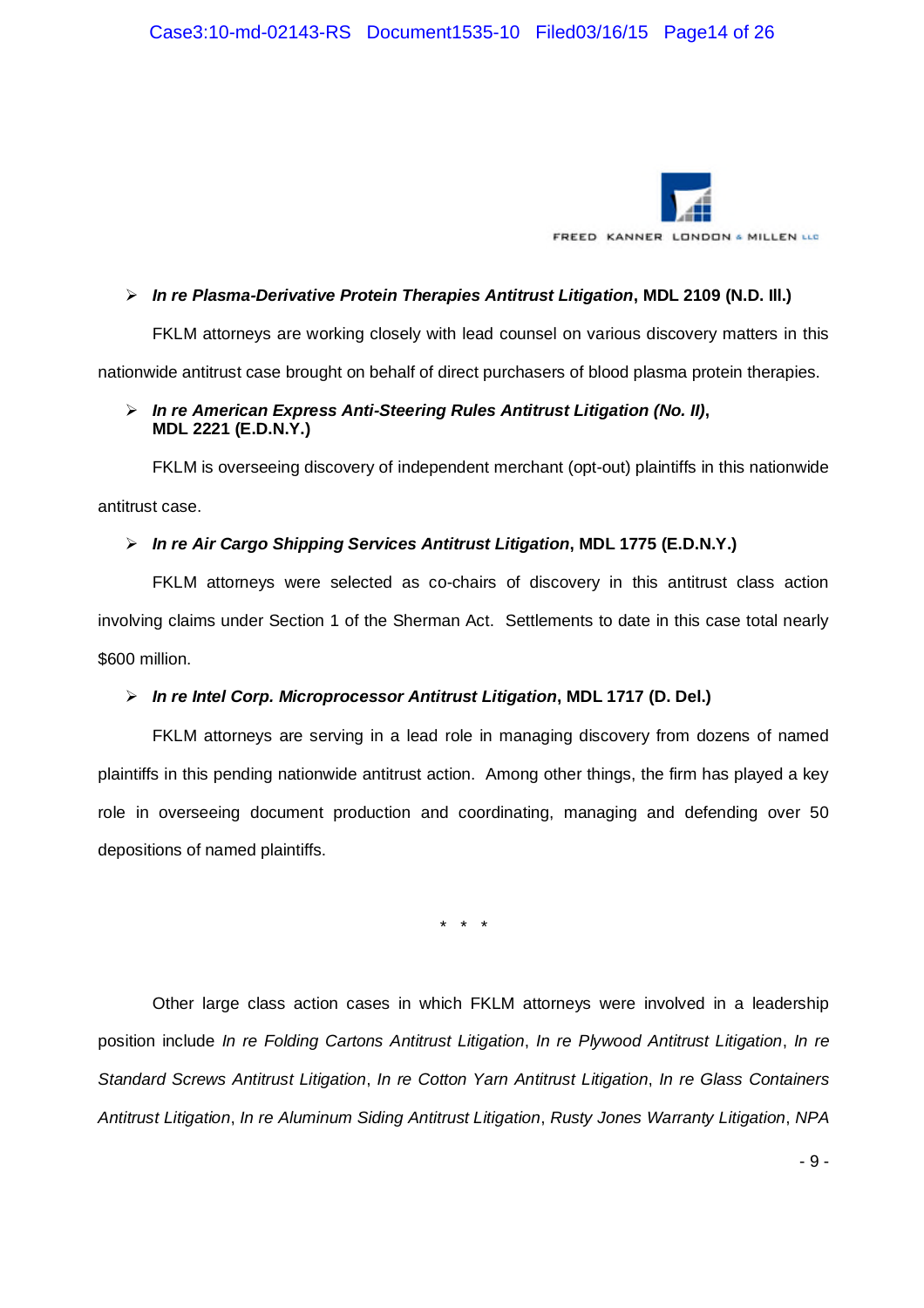- ***In re Plasma-Derivative Protein Therapies Antitrust Litigation*, MDL 2109 (N.D. Ill.)**

FKLM attorneys are working closely with lead counsel on various discovery matters in this nationwide antitrust case brought on behalf of direct purchasers of blood plasma protein therapies.

- ***In re American Express Anti-Steering Rules Antitrust Litigation (No. II)*, MDL 2221 (E.D.N.Y.)**

FKLM is overseeing discovery of independent merchant (opt-out) plaintiffs in this nationwide antitrust case.

- ***In re Air Cargo Shipping Services Antitrust Litigation*, MDL 1775 (E.D.N.Y.)**

FKLM attorneys were selected as co-chairs of discovery in this antitrust class action involving claims under Section 1 of the Sherman Act. Settlements to date in this case total nearly $600 million.

- ***In re Intel Corp. Microprocessor Antitrust Litigation*, MDL 1717 (D. Del.)**

FKLM attorneys are serving in a lead role in managing discovery from dozens of named plaintiffs in this pending nationwide antitrust action. Among other things, the firm has played a key role in overseeing document production and coordinating, managing and defending over 50 depositions of named plaintiffs.

\* \* \*

Other large class action cases in which FKLM attorneys were involved in a leadership position include *In re Folding Cartons Antitrust Litigation*, *In re Plywood Antitrust Litigation*, *In re Standard Screws Antitrust Litigation*, *In re Cotton Yarn Antitrust Litigation*, *In re Glass Containers Antitrust Litigation*, *In re Aluminum Siding Antitrust Litigation*, *Rusty Jones Warranty Litigation*, *NPA*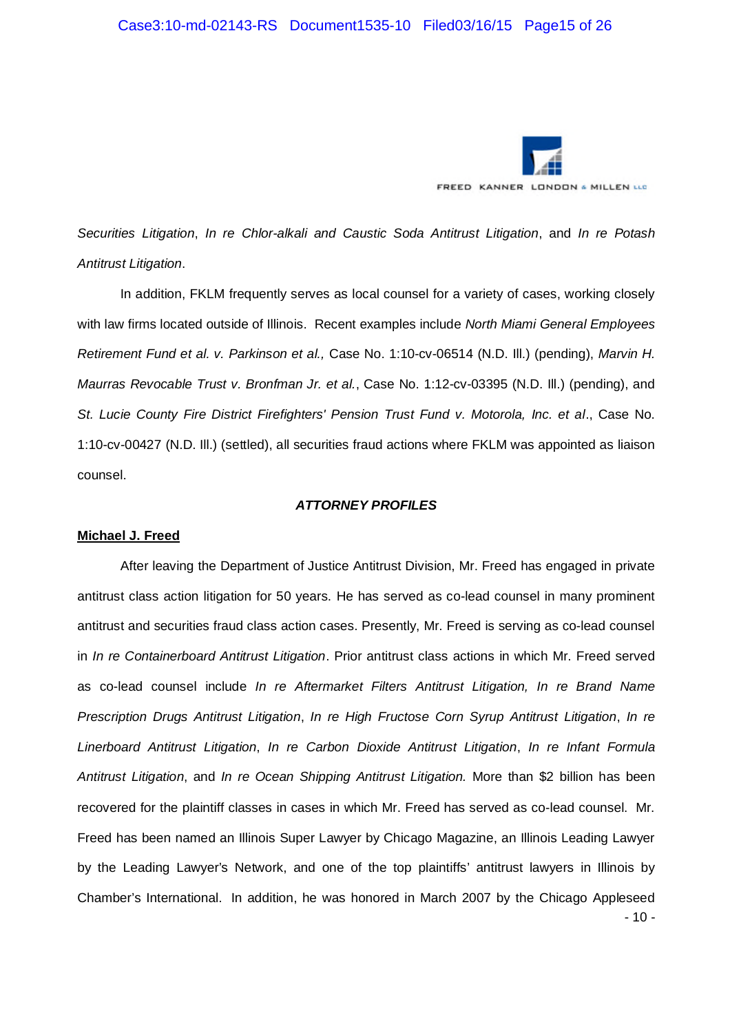*Securities Litigation*, *In re Chlor-alkali and Caustic Soda Antitrust Litigation*, and *In re Potash Antitrust Litigation*.

In addition, FKLM frequently serves as local counsel for a variety of cases, working closely with law firms located outside of Illinois. Recent examples include *North Miami General Employees Retirement Fund et al. v. Parkinson et al.,* Case No. 1:10-cv-06514 (N.D. Ill.) (pending), *Marvin H. Maurras Revocable Trust v. Bronfman Jr. et al.*, Case No. 1:12-cv-03395 (N.D. Ill.) (pending), and *St. Lucie County Fire District Firefighters' Pension Trust Fund v. Motorola, Inc. et al*., Case No. 1:10-cv-00427 (N.D. Ill.) (settled), all securities fraud actions where FKLM was appointed as liaison counsel.

***ATTORNEY PROFILES***

**Michael J. Freed**

After leaving the Department of Justice Antitrust Division, Mr. Freed has engaged in private antitrust class action litigation for 50 years. He has served as co-lead counsel in many prominent antitrust and securities fraud class action cases. Presently, Mr. Freed is serving as co-lead counsel in *In re Containerboard Antitrust Litigation*. Prior antitrust class actions in which Mr. Freed served as co-lead counsel include *In re Aftermarket Filters Antitrust Litigation, In re Brand Name Prescription Drugs Antitrust Litigation*, *In re High Fructose Corn Syrup Antitrust Litigation*, *In re Linerboard Antitrust Litigation*, *In re Carbon Dioxide Antitrust Litigation*, *In re Infant Formula Antitrust Litigation*, and *In re Ocean Shipping Antitrust Litigation.* More than $2 billion has been recovered for the plaintiff classes in cases in which Mr. Freed has served as co-lead counsel. Mr. Freed has been named an Illinois Super Lawyer by Chicago Magazine, an Illinois Leading Lawyer by the Leading Lawyer's Network, and one of the top plaintiffs' antitrust lawyers in Illinois by Chamber's International. In addition, he was honored in March 2007 by the Chicago Appleseed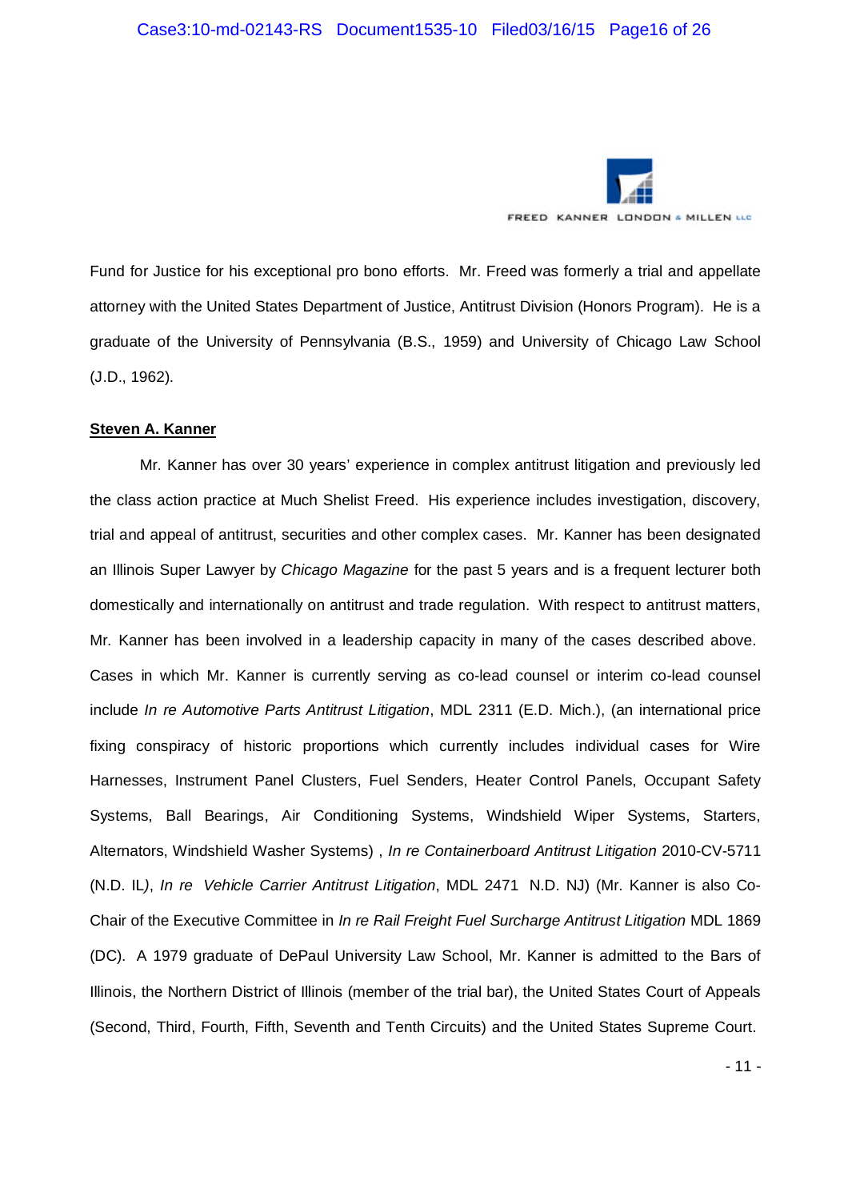Fund for Justice for his exceptional pro bono efforts. Mr. Freed was formerly a trial and appellate attorney with the United States Department of Justice, Antitrust Division (Honors Program). He is a graduate of the University of Pennsylvania (B.S., 1959) and University of Chicago Law School (J.D., 1962).

**Steven A. Kanner**

Mr. Kanner has over 30 years' experience in complex antitrust litigation and previously led the class action practice at Much Shelist Freed. His experience includes investigation, discovery, trial and appeal of antitrust, securities and other complex cases. Mr. Kanner has been designated an Illinois Super Lawyer by *Chicago Magazine* for the past 5 years and is a frequent lecturer both domestically and internationally on antitrust and trade regulation. With respect to antitrust matters, Mr. Kanner has been involved in a leadership capacity in many of the cases described above. Cases in which Mr. Kanner is currently serving as co-lead counsel or interim co-lead counsel include *In re Automotive Parts Antitrust Litigation*, MDL 2311 (E.D. Mich.), (an international price fixing conspiracy of historic proportions which currently includes individual cases for Wire Harnesses, Instrument Panel Clusters, Fuel Senders, Heater Control Panels, Occupant Safety Systems, Ball Bearings, Air Conditioning Systems, Windshield Wiper Systems, Starters, Alternators, Windshield Washer Systems) , *In re Containerboard Antitrust Litigation* 2010-CV-5711 (N.D. IL), *In re Vehicle Carrier Antitrust Litigation*, MDL 2471 N.D. NJ) (Mr. Kanner is also Co-Chair of the Executive Committee in *In re Rail Freight Fuel Surcharge Antitrust Litigation* MDL 1869 (DC). A 1979 graduate of DePaul University Law School, Mr. Kanner is admitted to the Bars of Illinois, the Northern District of Illinois (member of the trial bar), the United States Court of Appeals (Second, Third, Fourth, Fifth, Seventh and Tenth Circuits) and the United States Supreme Court.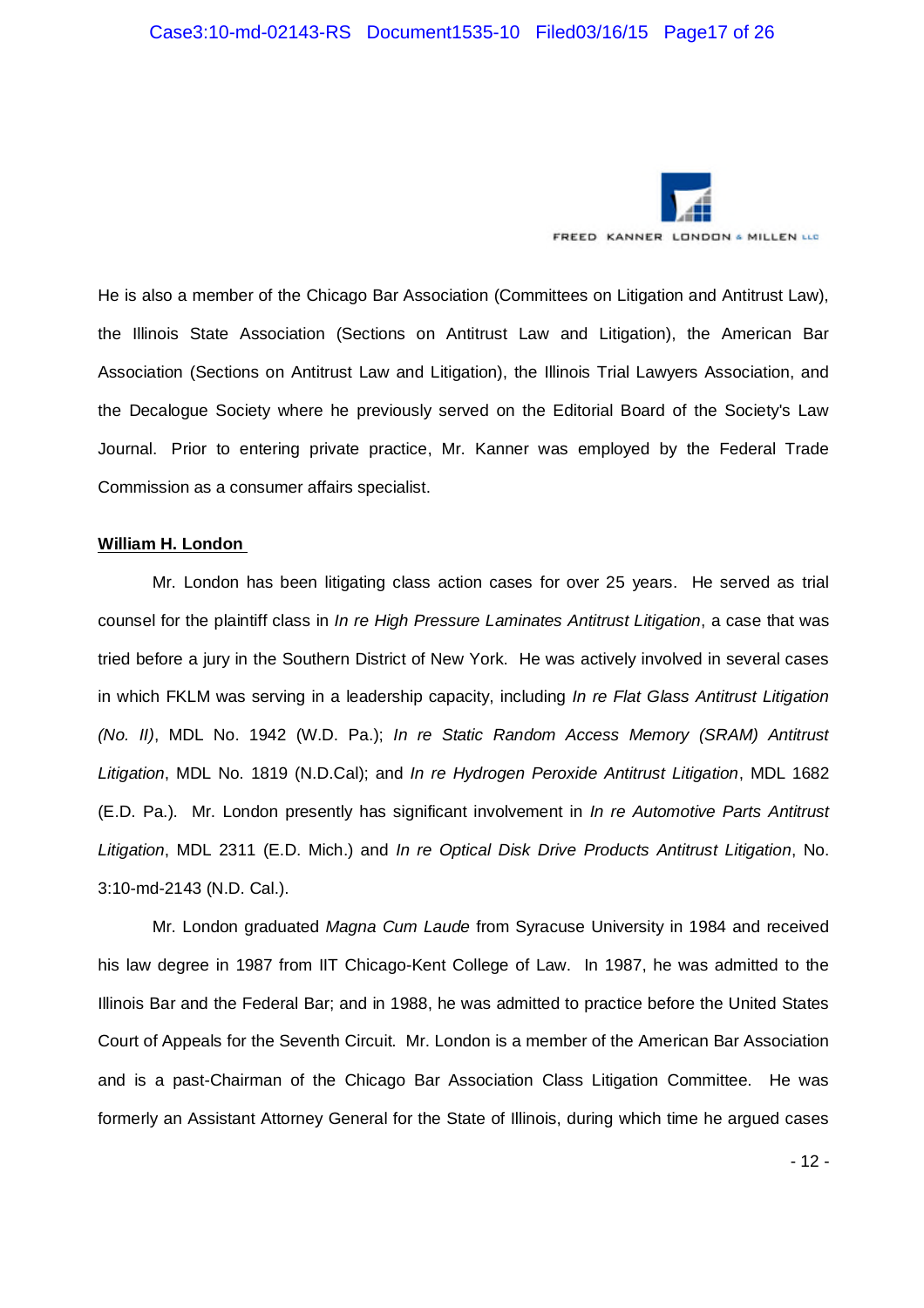He is also a member of the Chicago Bar Association (Committees on Litigation and Antitrust Law), the Illinois State Association (Sections on Antitrust Law and Litigation), the American Bar Association (Sections on Antitrust Law and Litigation), the Illinois Trial Lawyers Association, and the Decalogue Society where he previously served on the Editorial Board of the Society's Law Journal. Prior to entering private practice, Mr. Kanner was employed by the Federal Trade Commission as a consumer affairs specialist.

**William H. London**

Mr. London has been litigating class action cases for over 25 years. He served as trial counsel for the plaintiff class in *In re High Pressure Laminates Antitrust Litigation*, a case that was tried before a jury in the Southern District of New York. He was actively involved in several cases in which FKLM was serving in a leadership capacity, including *In re Flat Glass Antitrust Litigation (No. II)*, MDL No. 1942 (W.D. Pa.); *In re Static Random Access Memory (SRAM) Antitrust Litigation*, MDL No. 1819 (N.D.Cal); and *In re Hydrogen Peroxide Antitrust Litigation*, MDL 1682 (E.D. Pa.). Mr. London presently has significant involvement in *In re Automotive Parts Antitrust Litigation*, MDL 2311 (E.D. Mich.) and *In re Optical Disk Drive Products Antitrust Litigation*, No. 3:10-md-2143 (N.D. Cal.).

Mr. London graduated *Magna Cum Laude* from Syracuse University in 1984 and received his law degree in 1987 from IIT Chicago-Kent College of Law. In 1987, he was admitted to the Illinois Bar and the Federal Bar; and in 1988, he was admitted to practice before the United States Court of Appeals for the Seventh Circuit. Mr. London is a member of the American Bar Association and is a past-Chairman of the Chicago Bar Association Class Litigation Committee. He was formerly an Assistant Attorney General for the State of Illinois, during which time he argued cases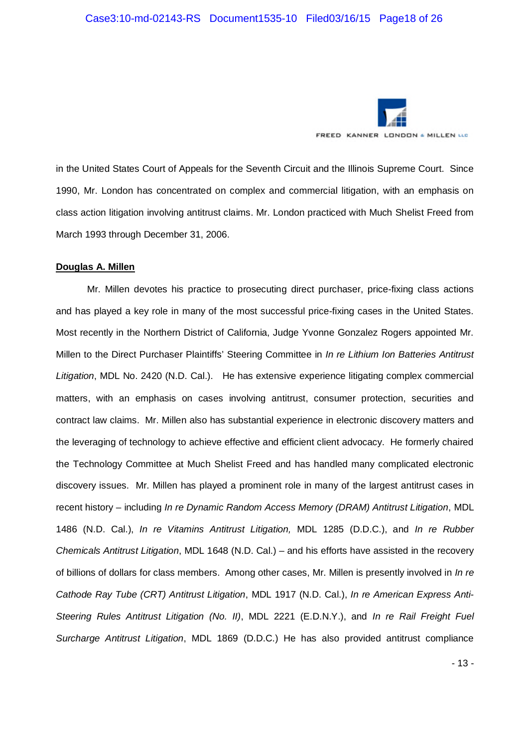in the United States Court of Appeals for the Seventh Circuit and the Illinois Supreme Court. Since 1990, Mr. London has concentrated on complex and commercial litigation, with an emphasis on class action litigation involving antitrust claims. Mr. London practiced with Much Shelist Freed from March 1993 through December 31, 2006.

**Douglas A. Millen**

Mr. Millen devotes his practice to prosecuting direct purchaser, price-fixing class actions and has played a key role in many of the most successful price-fixing cases in the United States. Most recently in the Northern District of California, Judge Yvonne Gonzalez Rogers appointed Mr. Millen to the Direct Purchaser Plaintiffs' Steering Committee in *In re Lithium Ion Batteries Antitrust Litigation*, MDL No. 2420 (N.D. Cal.). He has extensive experience litigating complex commercial matters, with an emphasis on cases involving antitrust, consumer protection, securities and contract law claims. Mr. Millen also has substantial experience in electronic discovery matters and the leveraging of technology to achieve effective and efficient client advocacy. He formerly chaired the Technology Committee at Much Shelist Freed and has handled many complicated electronic discovery issues. Mr. Millen has played a prominent role in many of the largest antitrust cases in recent history – including *In re Dynamic Random Access Memory (DRAM) Antitrust Litigation*, MDL 1486 (N.D. Cal.), *In re Vitamins Antitrust Litigation,* MDL 1285 (D.D.C.), and *In re Rubber Chemicals Antitrust Litigation*, MDL 1648 (N.D. Cal.) – and his efforts have assisted in the recovery of billions of dollars for class members. Among other cases, Mr. Millen is presently involved in *In re Cathode Ray Tube (CRT) Antitrust Litigation*, MDL 1917 (N.D. Cal.), *In re American Express Anti-Steering Rules Antitrust Litigation (No. II)*, MDL 2221 (E.D.N.Y.), and *In re Rail Freight Fuel Surcharge Antitrust Litigation*, MDL 1869 (D.D.C.) He has also provided antitrust compliance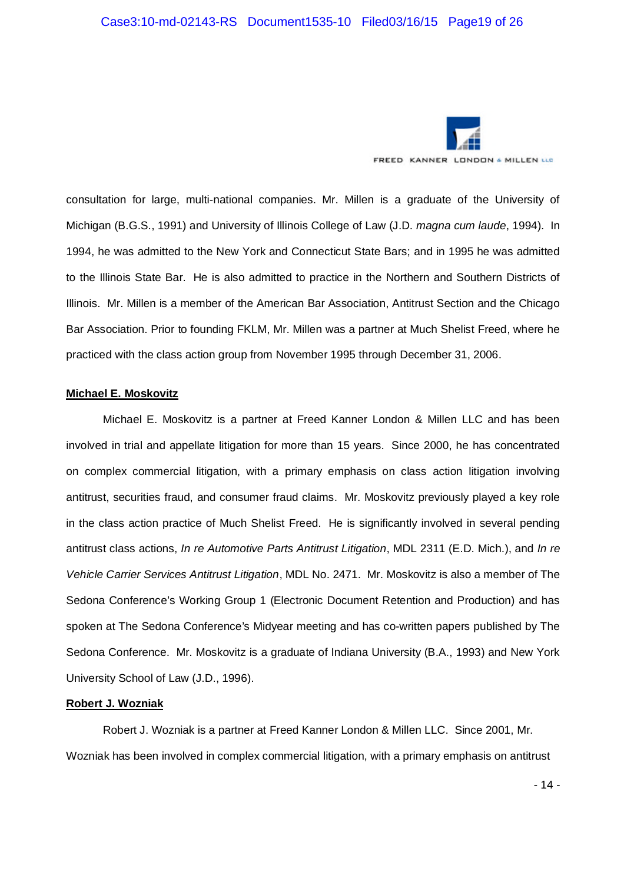consultation for large, multi-national companies. Mr. Millen is a graduate of the University of Michigan (B.G.S., 1991) and University of Illinois College of Law (J.D. *magna cum laude*, 1994). In 1994, he was admitted to the New York and Connecticut State Bars; and in 1995 he was admitted to the Illinois State Bar. He is also admitted to practice in the Northern and Southern Districts of Illinois. Mr. Millen is a member of the American Bar Association, Antitrust Section and the Chicago Bar Association. Prior to founding FKLM, Mr. Millen was a partner at Much Shelist Freed, where he practiced with the class action group from November 1995 through December 31, 2006.

**Michael E. Moskovitz**

Michael E. Moskovitz is a partner at Freed Kanner London & Millen LLC and has been involved in trial and appellate litigation for more than 15 years. Since 2000, he has concentrated on complex commercial litigation, with a primary emphasis on class action litigation involving antitrust, securities fraud, and consumer fraud claims. Mr. Moskovitz previously played a key role in the class action practice of Much Shelist Freed. He is significantly involved in several pending antitrust class actions, *In re Automotive Parts Antitrust Litigation*, MDL 2311 (E.D. Mich.), and *In re Vehicle Carrier Services Antitrust Litigation*, MDL No. 2471. Mr. Moskovitz is also a member of The Sedona Conference's Working Group 1 (Electronic Document Retention and Production) and has spoken at The Sedona Conference's Midyear meeting and has co-written papers published by The Sedona Conference. Mr. Moskovitz is a graduate of Indiana University (B.A., 1993) and New York University School of Law (J.D., 1996).

**Robert J. Wozniak**

Robert J. Wozniak is a partner at Freed Kanner London & Millen LLC. Since 2001, Mr. Wozniak has been involved in complex commercial litigation, with a primary emphasis on antitrust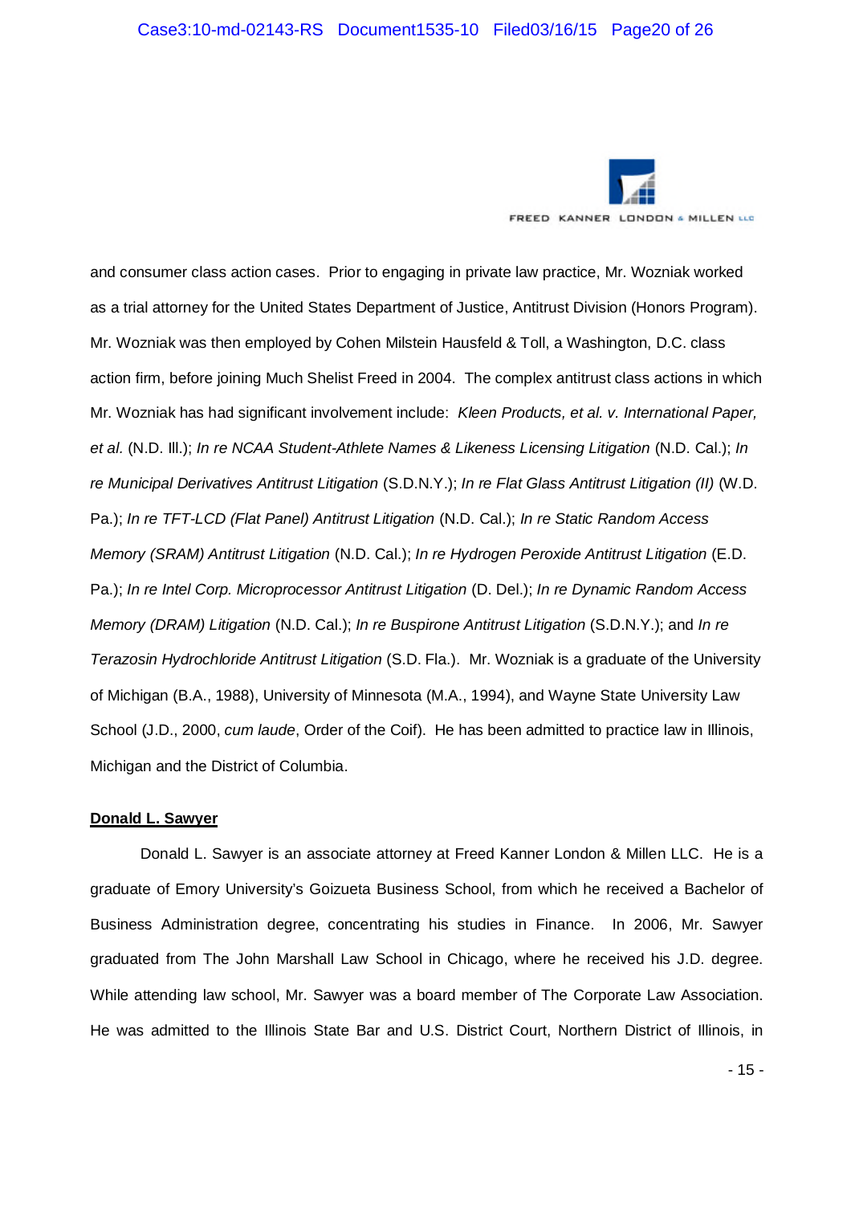and consumer class action cases. Prior to engaging in private law practice, Mr. Wozniak worked as a trial attorney for the United States Department of Justice, Antitrust Division (Honors Program). Mr. Wozniak was then employed by Cohen Milstein Hausfeld & Toll, a Washington, D.C. class action firm, before joining Much Shelist Freed in 2004. The complex antitrust class actions in which Mr. Wozniak has had significant involvement include: *Kleen Products, et al. v. International Paper, et al.* (N.D. Ill.); *In re NCAA Student-Athlete Names & Likeness Licensing Litigation* (N.D. Cal.); *In re Municipal Derivatives Antitrust Litigation* (S.D.N.Y.); *In re Flat Glass Antitrust Litigation (II)* (W.D. Pa.); *In re TFT-LCD (Flat Panel) Antitrust Litigation* (N.D. Cal.); *In re Static Random Access Memory (SRAM) Antitrust Litigation* (N.D. Cal.); *In re Hydrogen Peroxide Antitrust Litigation* (E.D. Pa.); *In re Intel Corp. Microprocessor Antitrust Litigation* (D. Del.); *In re Dynamic Random Access Memory (DRAM) Litigation* (N.D. Cal.); *In re Buspirone Antitrust Litigation* (S.D.N.Y.); and *In re Terazosin Hydrochloride Antitrust Litigation* (S.D. Fla.). Mr. Wozniak is a graduate of the University of Michigan (B.A., 1988), University of Minnesota (M.A., 1994), and Wayne State University Law School (J.D., 2000, *cum laude*, Order of the Coif). He has been admitted to practice law in Illinois, Michigan and the District of Columbia.

**Donald L. Sawyer**

Donald L. Sawyer is an associate attorney at Freed Kanner London & Millen LLC. He is a graduate of Emory University's Goizueta Business School, from which he received a Bachelor of Business Administration degree, concentrating his studies in Finance. In 2006, Mr. Sawyer graduated from The John Marshall Law School in Chicago, where he received his J.D. degree. While attending law school, Mr. Sawyer was a board member of The Corporate Law Association. He was admitted to the Illinois State Bar and U.S. District Court, Northern District of Illinois, in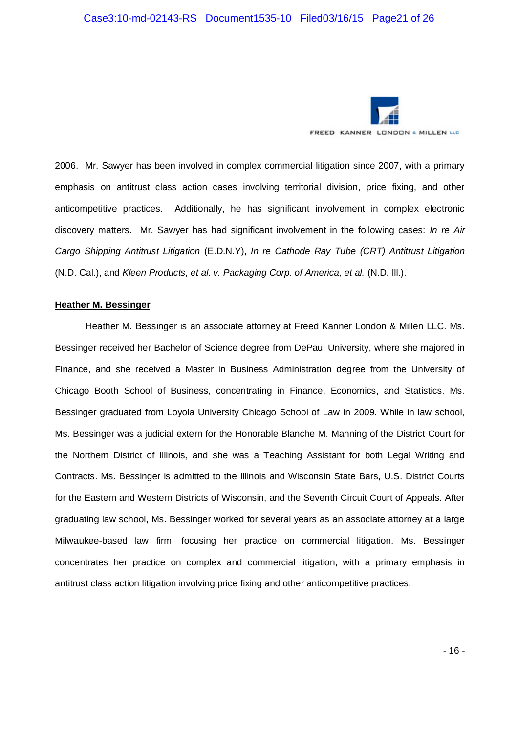2006. Mr. Sawyer has been involved in complex commercial litigation since 2007, with a primary emphasis on antitrust class action cases involving territorial division, price fixing, and other anticompetitive practices. Additionally, he has significant involvement in complex electronic discovery matters. Mr. Sawyer has had significant involvement in the following cases: *In re Air Cargo Shipping Antitrust Litigation* (E.D.N.Y), *In re Cathode Ray Tube (CRT) Antitrust Litigation* (N.D. Cal.), and *Kleen Products, et al. v. Packaging Corp. of America, et al.* (N.D. Ill.).

**Heather M. Bessinger**

Heather M. Bessinger is an associate attorney at Freed Kanner London & Millen LLC. Ms. Bessinger received her Bachelor of Science degree from DePaul University, where she majored in Finance, and she received a Master in Business Administration degree from the University of Chicago Booth School of Business, concentrating in Finance, Economics, and Statistics. Ms. Bessinger graduated from Loyola University Chicago School of Law in 2009. While in law school, Ms. Bessinger was a judicial extern for the Honorable Blanche M. Manning of the District Court for the Northern District of Illinois, and she was a Teaching Assistant for both Legal Writing and Contracts. Ms. Bessinger is admitted to the Illinois and Wisconsin State Bars, U.S. District Courts for the Eastern and Western Districts of Wisconsin, and the Seventh Circuit Court of Appeals. After graduating law school, Ms. Bessinger worked for several years as an associate attorney at a large Milwaukee-based law firm, focusing her practice on commercial litigation. Ms. Bessinger concentrates her practice on complex and commercial litigation, with a primary emphasis in antitrust class action litigation involving price fixing and other anticompetitive practices.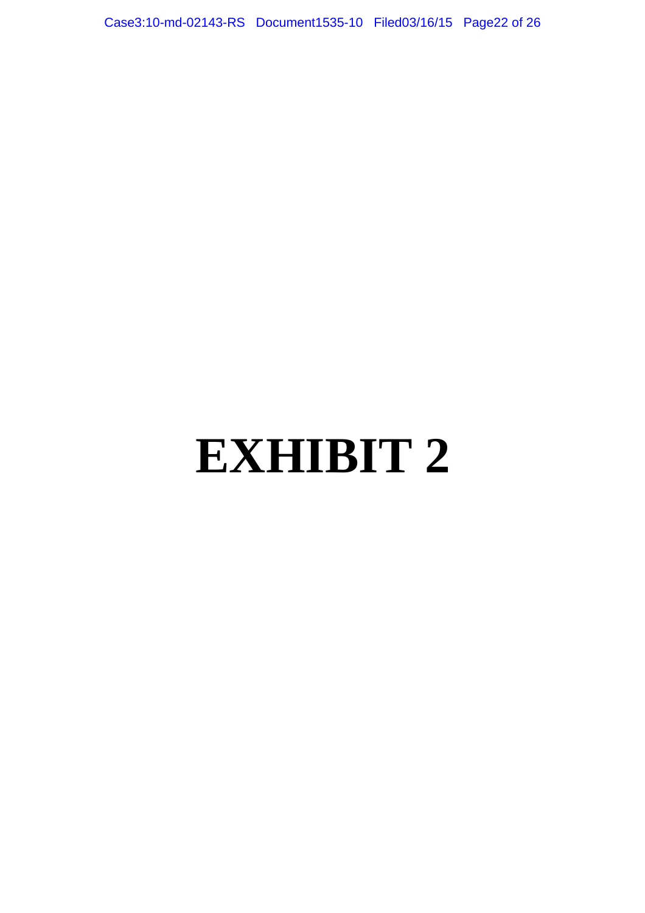# EXHIBIT 2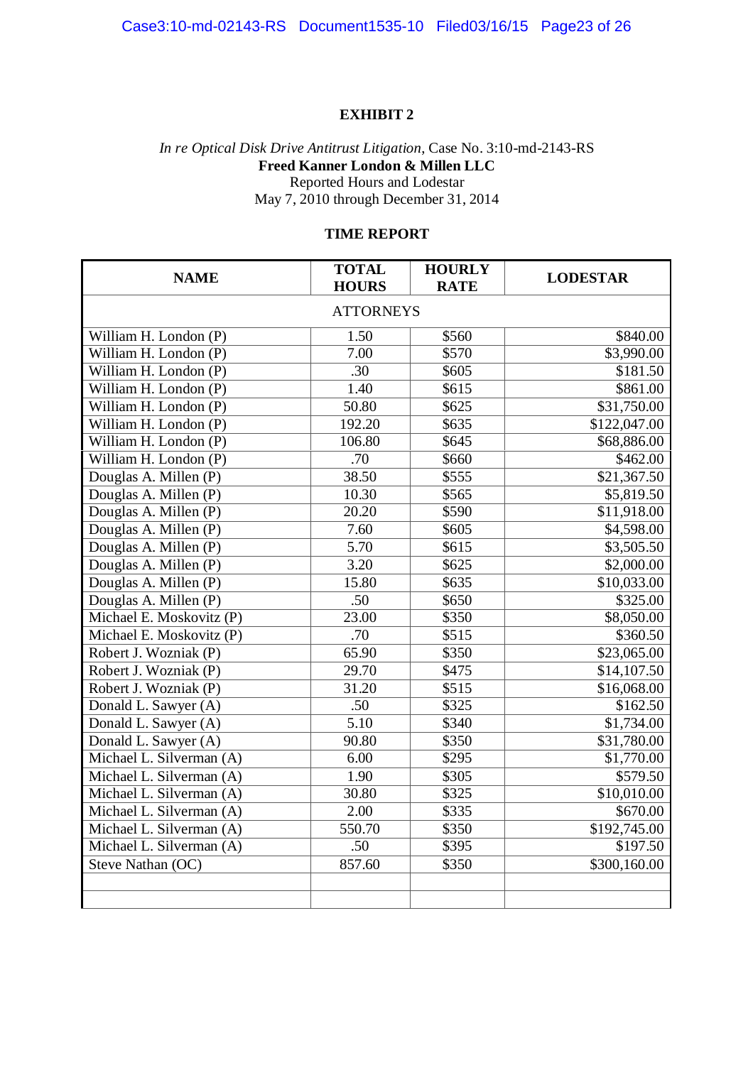**EXHIBIT 2**

*In re Optical Disk Drive Antitrust Litigation*, Case No. 3:10-md-2143-RS
**Freed Kanner London & Millen LLC**
Reported Hours and Lodestar
May 7, 2010 through December 31, 2014

**TIME REPORT**

| NAME | TOTAL HOURS | HOURLY RATE | LODESTAR |
|---|---|---|---|
| ATTORNEYS | | | |
| William H. London (P) | 1.50 | $560 | $840.00 |
| William H. London (P) | 7.00 | $570 | $3,990.00 |
| William H. London (P) | .30 | $605 | $181.50 |
| William H. London (P) | 1.40 | $615 | $861.00 |
| William H. London (P) | 50.80 | $625 | $31,750.00 |
| William H. London (P) | 192.20 | $635 | $122,047.00 |
| William H. London (P) | 106.80 | $645 | $68,886.00 |
| William H. London (P) | .70 | $660 | $462.00 |
| Douglas A. Millen (P) | 38.50 | $555 | $21,367.50 |
| Douglas A. Millen (P) | 10.30 | $565 | $5,819.50 |
| Douglas A. Millen (P) | 20.20 | $590 | $11,918.00 |
| Douglas A. Millen (P) | 7.60 | $605 | $4,598.00 |
| Douglas A. Millen (P) | 5.70 | $615 | $3,505.50 |
| Douglas A. Millen (P) | 3.20 | $625 | $2,000.00 |
| Douglas A. Millen (P) | 15.80 | $635 | $10,033.00 |
| Douglas A. Millen (P) | .50 | $650 | $325.00 |
| Michael E. Moskovitz (P) | 23.00 | $350 | $8,050.00 |
| Michael E. Moskovitz (P) | .70 | $515 | $360.50 |
| Robert J. Wozniak (P) | 65.90 | $350 | $23,065.00 |
| Robert J. Wozniak (P) | 29.70 | $475 | $14,107.50 |
| Robert J. Wozniak (P) | 31.20 | $515 | $16,068.00 |
| Donald L. Sawyer (A) | .50 | $325 | $162.50 |
| Donald L. Sawyer (A) | 5.10 | $340 | $1,734.00 |
| Donald L. Sawyer (A) | 90.80 | $350 | $31,780.00 |
| Michael L. Silverman (A) | 6.00 | $295 | $1,770.00 |
| Michael L. Silverman (A) | 1.90 | $305 | $579.50 |
| Michael L. Silverman (A) | 30.80 | $325 | $10,010.00 |
| Michael L. Silverman (A) | 2.00 | $335 | $670.00 |
| Michael L. Silverman (A) | 550.70 | $350 | $192,745.00 |
| Michael L. Silverman (A) | .50 | $395 | $197.50 |
| Steve Nathan (OC) | 857.60 | $350 | $300,160.00 |
| | | | |
| | | | |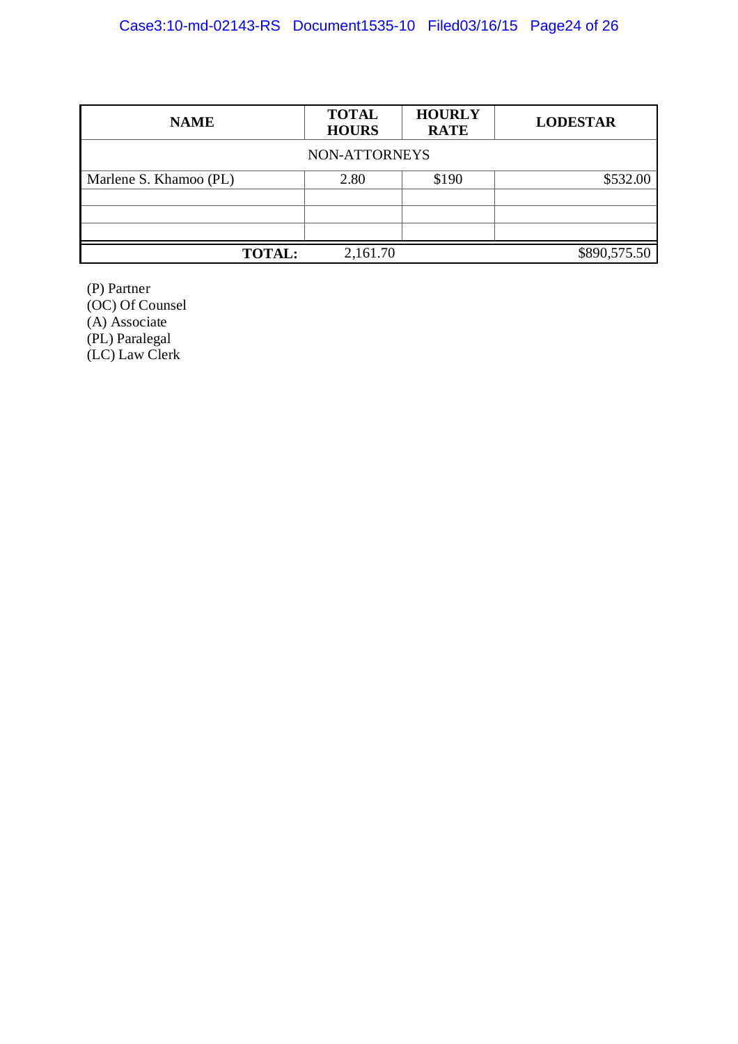| NAME | TOTAL HOURS | HOURLY RATE | LODESTAR |
|---|---|---|---|
| NON-ATTORNEYS | | | |
| Marlene S. Khamoo (PL) | 2.80 | $190 | $532.00 |
| | | | |
| | | | |
| | | | |
| **TOTAL:** | 2,161.70 | | $890,575.50 |

(P) Partner
(OC) Of Counsel
(A) Associate
(PL) Paralegal
(LC) Law Clerk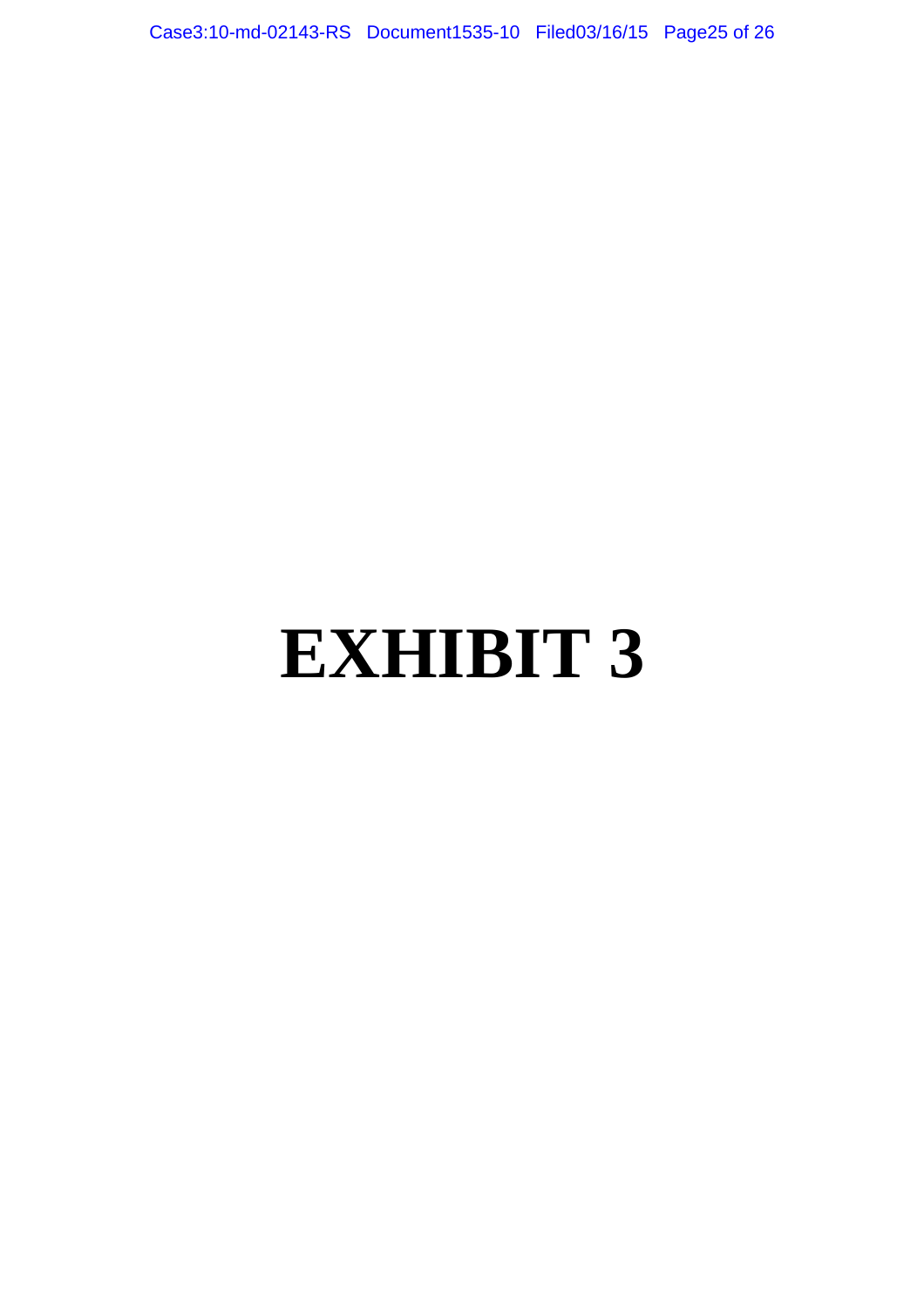# EXHIBIT 3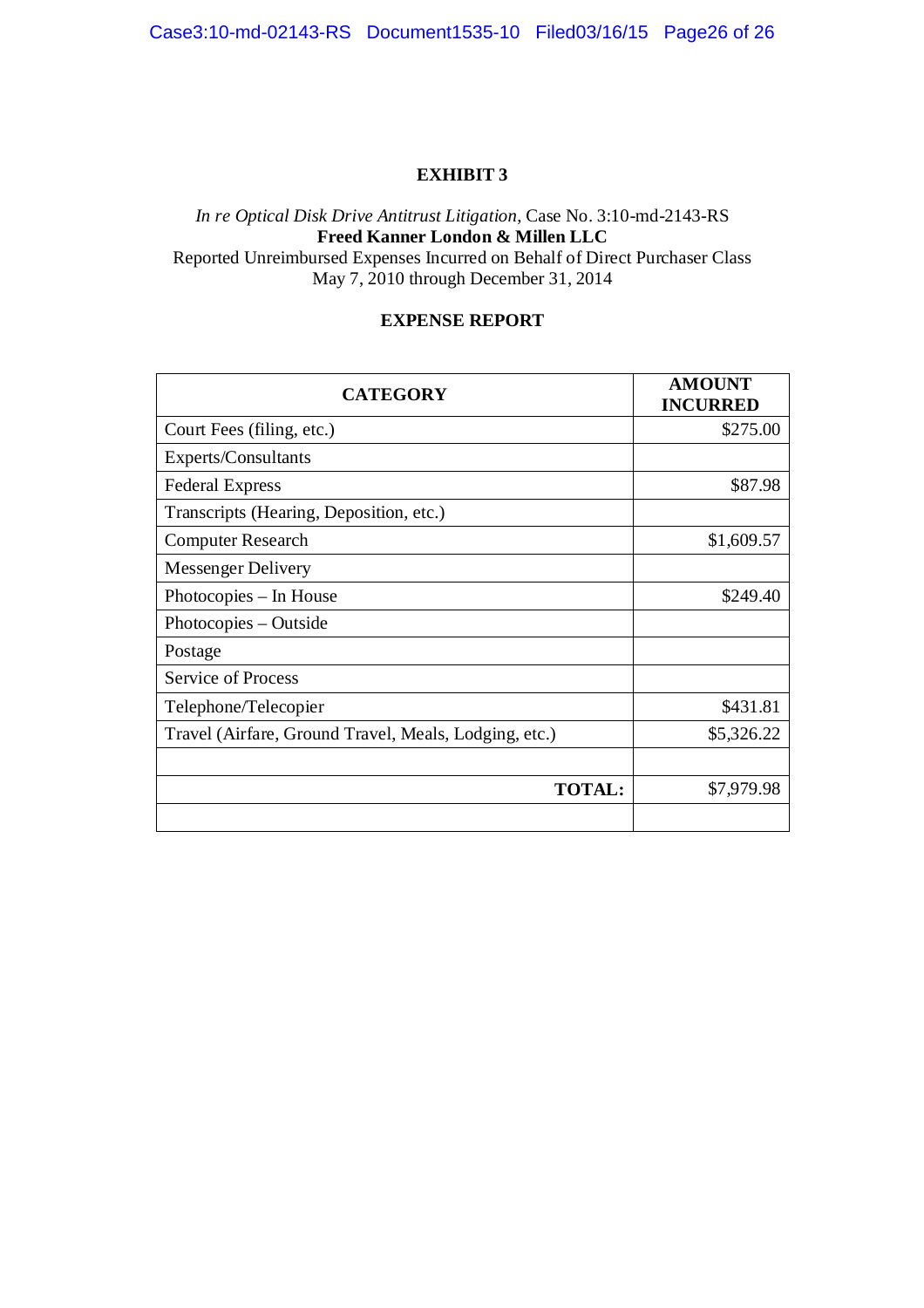**EXHIBIT 3**

*In re Optical Disk Drive Antitrust Litigation*, Case No. 3:10-md-2143-RS
**Freed Kanner London & Millen LLC**
Reported Unreimbursed Expenses Incurred on Behalf of Direct Purchaser Class
May 7, 2010 through December 31, 2014

**EXPENSE REPORT**

| CATEGORY | AMOUNT INCURRED |
|---|---|
| Court Fees (filing, etc.) | $275.00 |
| Experts/Consultants | |
| Federal Express | $87.98 |
| Transcripts (Hearing, Deposition, etc.) | |
| Computer Research | $1,609.57 |
| Messenger Delivery | |
| Photocopies – In House | $249.40 |
| Photocopies – Outside | |
| Postage | |
| Service of Process | |
| Telephone/Telecopier | $431.81 |
| Travel (Airfare, Ground Travel, Meals, Lodging, etc.) | $5,326.22 |
| | |
| **TOTAL:** | $7,979.98 |
| | |